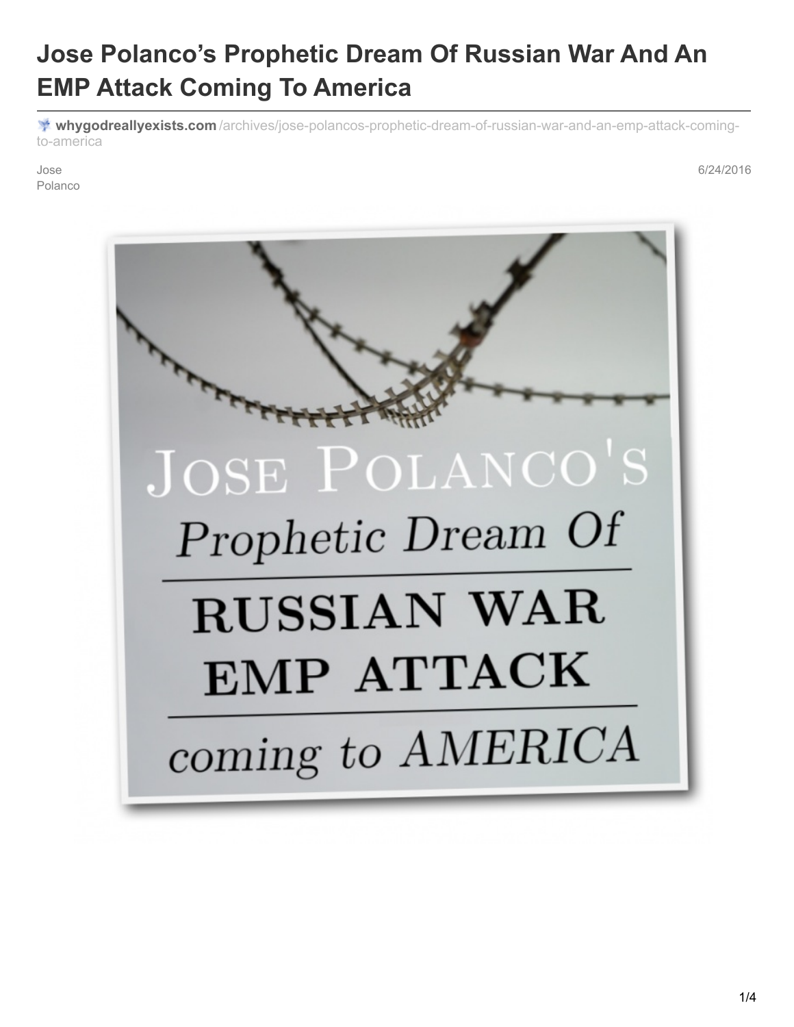# Jose Polanco's Prophetic Dream Of Russian War And An EMP Attack Coming To America

**whygodreallyexists.com**/archives/jose-polancos-prophetic-dream-of-russian-war-and-an-emp-attack-coming-to-america

Jose Polanco

6/24/2016

JOSE POLANCO'S

*Prophetic Dream Of*

**RUSSIAN WAR**

**EMP ATTACK**

*coming to AMERICA*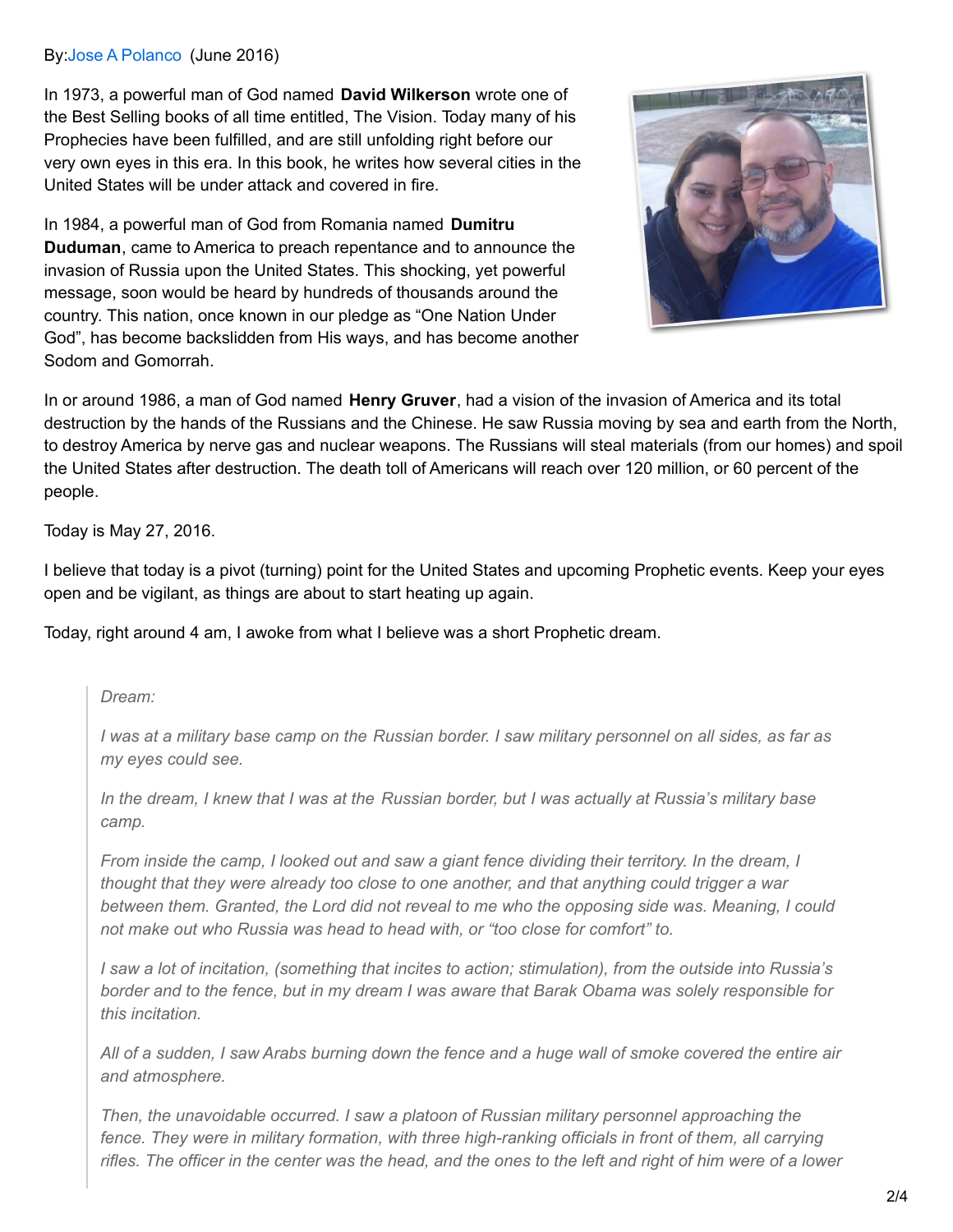By: Jose A Polanco (June 2016)

In 1973, a powerful man of God named **David Wilkerson** wrote one of the Best Selling books of all time entitled, The Vision. Today many of his Prophecies have been fulfilled, and are still unfolding right before our very own eyes in this era. In this book, he writes how several cities in the United States will be under attack and covered in fire.

In 1984, a powerful man of God from Romania named **Dumitru Duduman**, came to America to preach repentance and to announce the invasion of Russia upon the United States. This shocking, yet powerful message, soon would be heard by hundreds of thousands around the country. This nation, once known in our pledge as "One Nation Under God", has become backslidden from His ways, and has become another Sodom and Gomorrah.

In or around 1986, a man of God named **Henry Gruver**, had a vision of the invasion of America and its total destruction by the hands of the Russians and the Chinese. He saw Russia moving by sea and earth from the North, to destroy America by nerve gas and nuclear weapons. The Russians will steal materials (from our homes) and spoil the United States after destruction. The death toll of Americans will reach over 120 million, or 60 percent of the people.

Today is May 27, 2016.

I believe that today is a pivot (turning) point for the United States and upcoming Prophetic events. Keep your eyes open and be vigilant, as things are about to start heating up again.

Today, right around 4 am, I awoke from what I believe was a short Prophetic dream.

> *Dream:*
>
> *I was at a military base camp on the Russian border. I saw military personnel on all sides, as far as my eyes could see.*
>
> *In the dream, I knew that I was at the Russian border, but I was actually at Russia's military base camp.*
>
> *From inside the camp, I looked out and saw a giant fence dividing their territory. In the dream, I thought that they were already too close to one another, and that anything could trigger a war between them. Granted, the Lord did not reveal to me who the opposing side was. Meaning, I could not make out who Russia was head to head with, or "too close for comfort" to.*
>
> *I saw a lot of incitation, (something that incites to action; stimulation), from the outside into Russia's border and to the fence, but in my dream I was aware that Barak Obama was solely responsible for this incitation.*
>
> *All of a sudden, I saw Arabs burning down the fence and a huge wall of smoke covered the entire air and atmosphere.*
>
> *Then, the unavoidable occurred. I saw a platoon of Russian military personnel approaching the fence. They were in military formation, with three high-ranking officials in front of them, all carrying rifles. The officer in the center was the head, and the ones to the left and right of him were of a lower*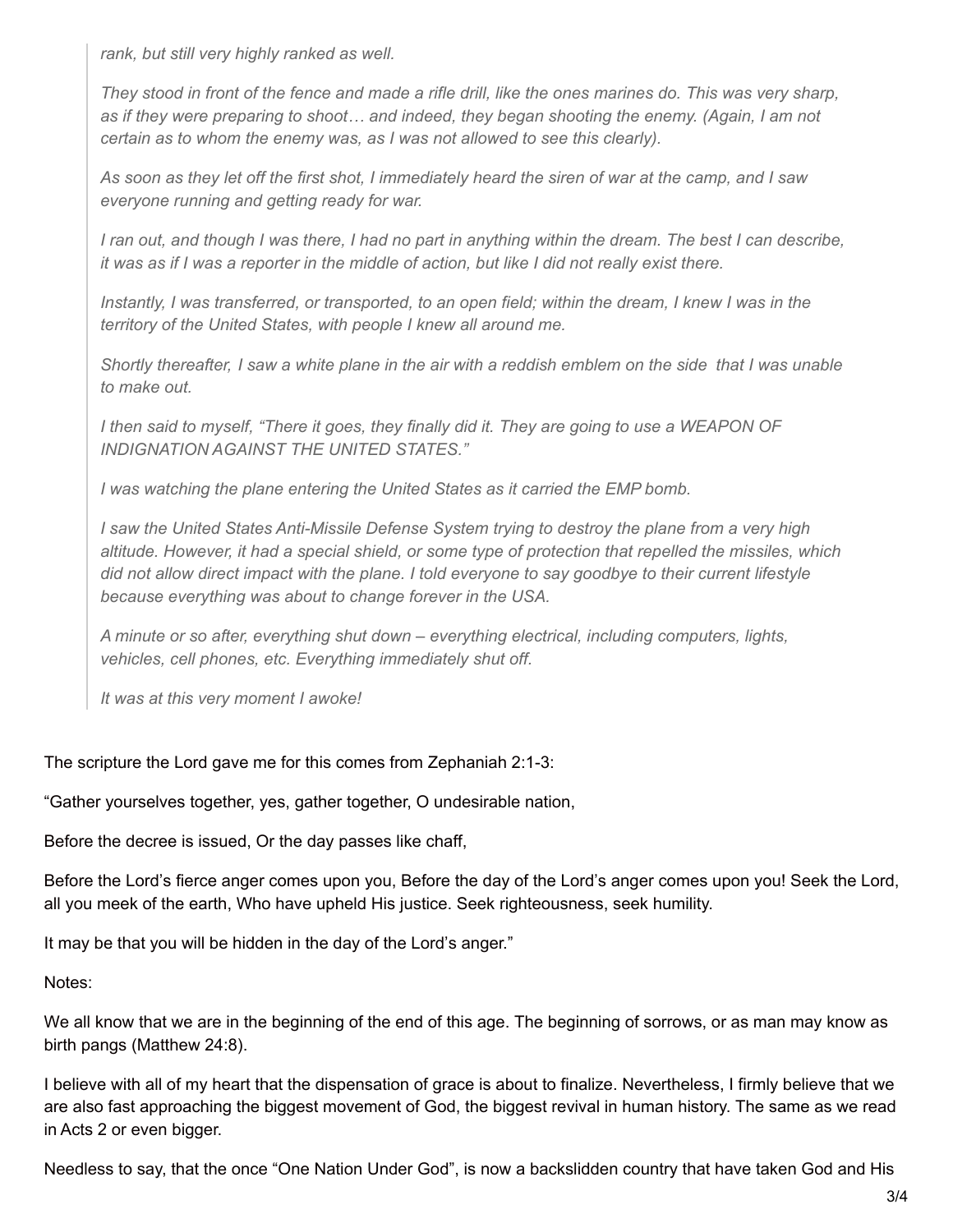> *rank, but still very highly ranked as well.*
>
> *They stood in front of the fence and made a rifle drill, like the ones marines do. This was very sharp, as if they were preparing to shoot… and indeed, they began shooting the enemy. (Again, I am not certain as to whom the enemy was, as I was not allowed to see this clearly).*
>
> *As soon as they let off the first shot, I immediately heard the siren of war at the camp, and I saw everyone running and getting ready for war.*
>
> *I ran out, and though I was there, I had no part in anything within the dream. The best I can describe, it was as if I was a reporter in the middle of action, but like I did not really exist there.*
>
> *Instantly, I was transferred, or transported, to an open field; within the dream, I knew I was in the territory of the United States, with people I knew all around me.*
>
> *Shortly thereafter, I saw a white plane in the air with a reddish emblem on the side that I was unable to make out.*
>
> *I then said to myself, "There it goes, they finally did it. They are going to use a WEAPON OF INDIGNATION AGAINST THE UNITED STATES."*
>
> *I was watching the plane entering the United States as it carried the EMP bomb.*
>
> *I saw the United States Anti-Missile Defense System trying to destroy the plane from a very high altitude. However, it had a special shield, or some type of protection that repelled the missiles, which did not allow direct impact with the plane. I told everyone to say goodbye to their current lifestyle because everything was about to change forever in the USA.*
>
> *A minute or so after, everything shut down – everything electrical, including computers, lights, vehicles, cell phones, etc. Everything immediately shut off.*
>
> *It was at this very moment I awoke!*

The scripture the Lord gave me for this comes from Zephaniah 2:1-3:

"Gather yourselves together, yes, gather together, O undesirable nation,

Before the decree is issued, Or the day passes like chaff,

Before the Lord's fierce anger comes upon you, Before the day of the Lord's anger comes upon you! Seek the Lord, all you meek of the earth, Who have upheld His justice. Seek righteousness, seek humility.

It may be that you will be hidden in the day of the Lord's anger."

Notes:

We all know that we are in the beginning of the end of this age. The beginning of sorrows, or as man may know as birth pangs (Matthew 24:8).

I believe with all of my heart that the dispensation of grace is about to finalize. Nevertheless, I firmly believe that we are also fast approaching the biggest movement of God, the biggest revival in human history. The same as we read in Acts 2 or even bigger.

Needless to say, that the once "One Nation Under God", is now a backslidden country that have taken God and His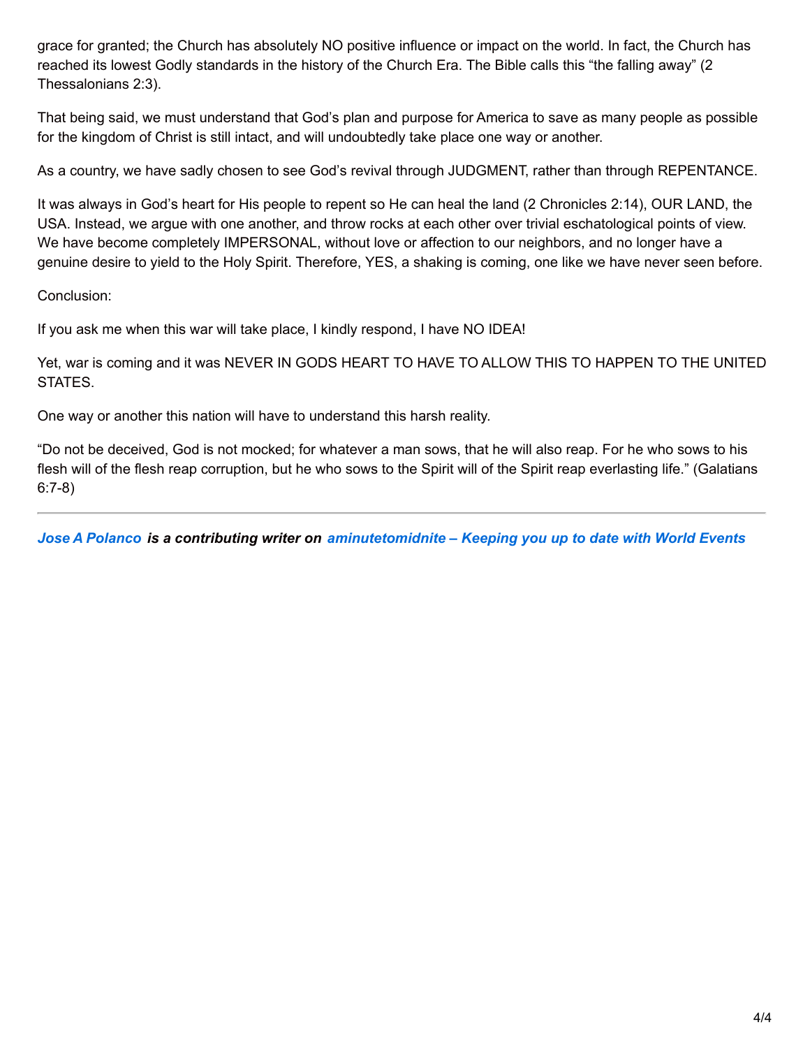grace for granted; the Church has absolutely NO positive influence or impact on the world. In fact, the Church has reached its lowest Godly standards in the history of the Church Era. The Bible calls this "the falling away" (2 Thessalonians 2:3).

That being said, we must understand that God's plan and purpose for America to save as many people as possible for the kingdom of Christ is still intact, and will undoubtedly take place one way or another.

As a country, we have sadly chosen to see God's revival through JUDGMENT, rather than through REPENTANCE.

It was always in God's heart for His people to repent so He can heal the land (2 Chronicles 2:14), OUR LAND, the USA. Instead, we argue with one another, and throw rocks at each other over trivial eschatological points of view. We have become completely IMPERSONAL, without love or affection to our neighbors, and no longer have a genuine desire to yield to the Holy Spirit. Therefore, YES, a shaking is coming, one like we have never seen before.

Conclusion:

If you ask me when this war will take place, I kindly respond, I have NO IDEA!

Yet, war is coming and it was NEVER IN GODS HEART TO HAVE TO ALLOW THIS TO HAPPEN TO THE UNITED STATES.

One way or another this nation will have to understand this harsh reality.

"Do not be deceived, God is not mocked; for whatever a man sows, that he will also reap. For he who sows to his flesh will of the flesh reap corruption, but he who sows to the Spirit will of the Spirit reap everlasting life." (Galatians 6:7-8)

---

***Jose A Polanco is a contributing writer on aminutetomidnite – Keeping you up to date with World Events***